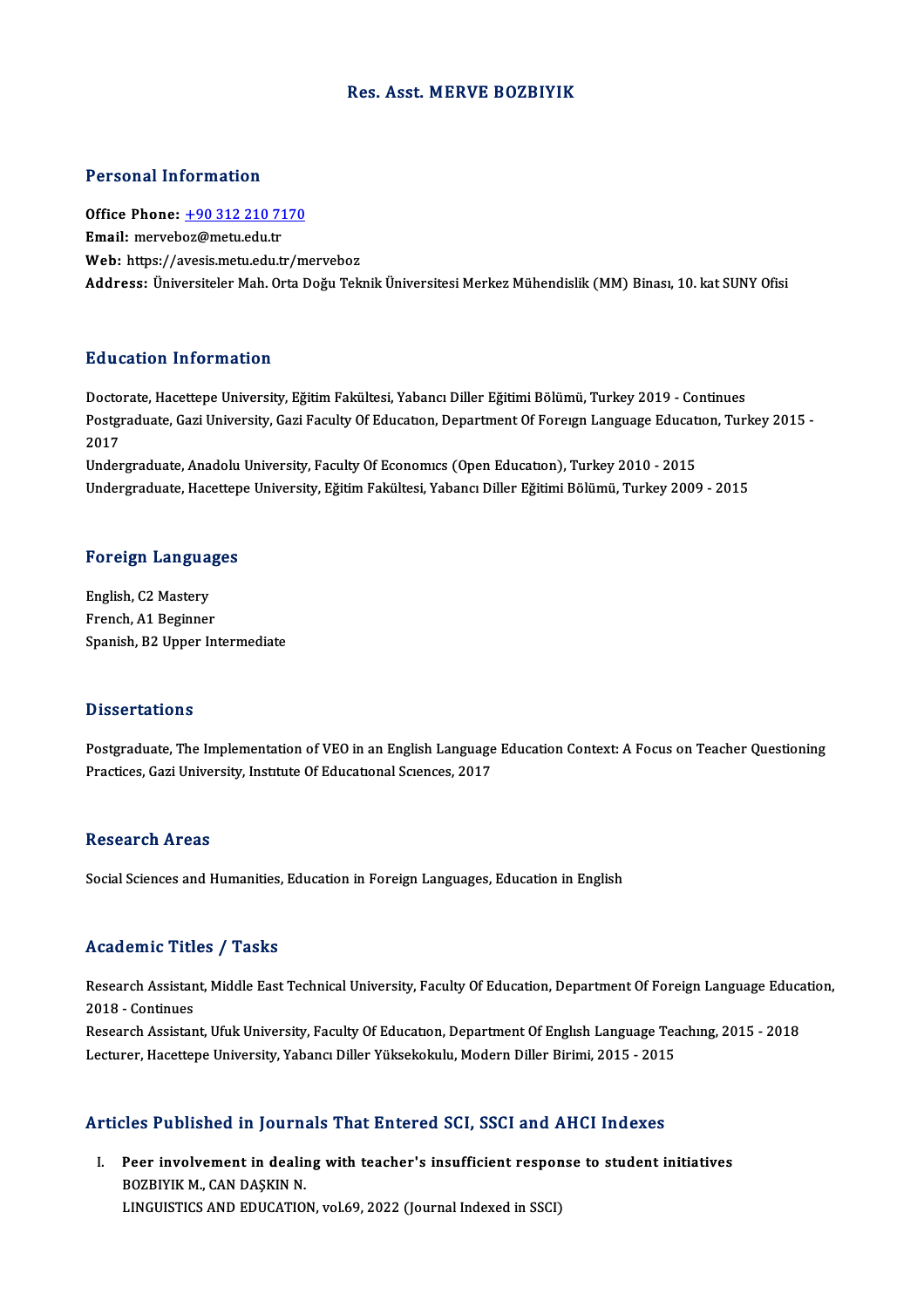# Res. Asst. MERVE BOZBIYIK

## Personal Information

**Office Phone:** +90 312 210 7170
**Email:** merveboz@metu.edu.tr
**Web:** https://avesis.metu.edu.tr/merveboz
**Address:** Üniversiteler Mah. Orta Doğu Teknik Üniversitesi Merkez Mühendislik (MM) Binası, 10. kat SUNY Ofisi

## Education Information

Doctorate, Hacettepe University, Eğitim Fakültesi, Yabancı Diller Eğitimi Bölümü, Turkey 2019 - Continues
Postgraduate, Gazi University, Gazi Faculty Of Education, Department Of Foreign Language Education, Turkey 2015 - 2017
Undergraduate, Anadolu University, Faculty Of Economics (Open Education), Turkey 2010 - 2015
Undergraduate, Hacettepe University, Eğitim Fakültesi, Yabancı Diller Eğitimi Bölümü, Turkey 2009 - 2015

## Foreign Languages

English, C2 Mastery
French, A1 Beginner
Spanish, B2 Upper Intermediate

## Dissertations

Postgraduate, The Implementation of VEO in an English Language Education Context: A Focus on Teacher Questioning Practices, Gazi University, Institute Of Educational Sciences, 2017

## Research Areas

Social Sciences and Humanities, Education in Foreign Languages, Education in English

## Academic Titles / Tasks

Research Assistant, Middle East Technical University, Faculty Of Education, Department Of Foreign Language Education, 2018 - Continues
Research Assistant, Ufuk University, Faculty Of Education, Department Of English Language Teaching, 2015 - 2018
Lecturer, Hacettepe University, Yabancı Diller Yüksekokulu, Modern Diller Birimi, 2015 - 2015

## Articles Published in Journals That Entered SCI, SSCI and AHCI Indexes

I. **Peer involvement in dealing with teacher's insufficient response to student initiatives**
BOZBIYIK M., CAN DAŞKIN N.
LINGUISTICS AND EDUCATION, vol.69, 2022 (Journal Indexed in SSCI)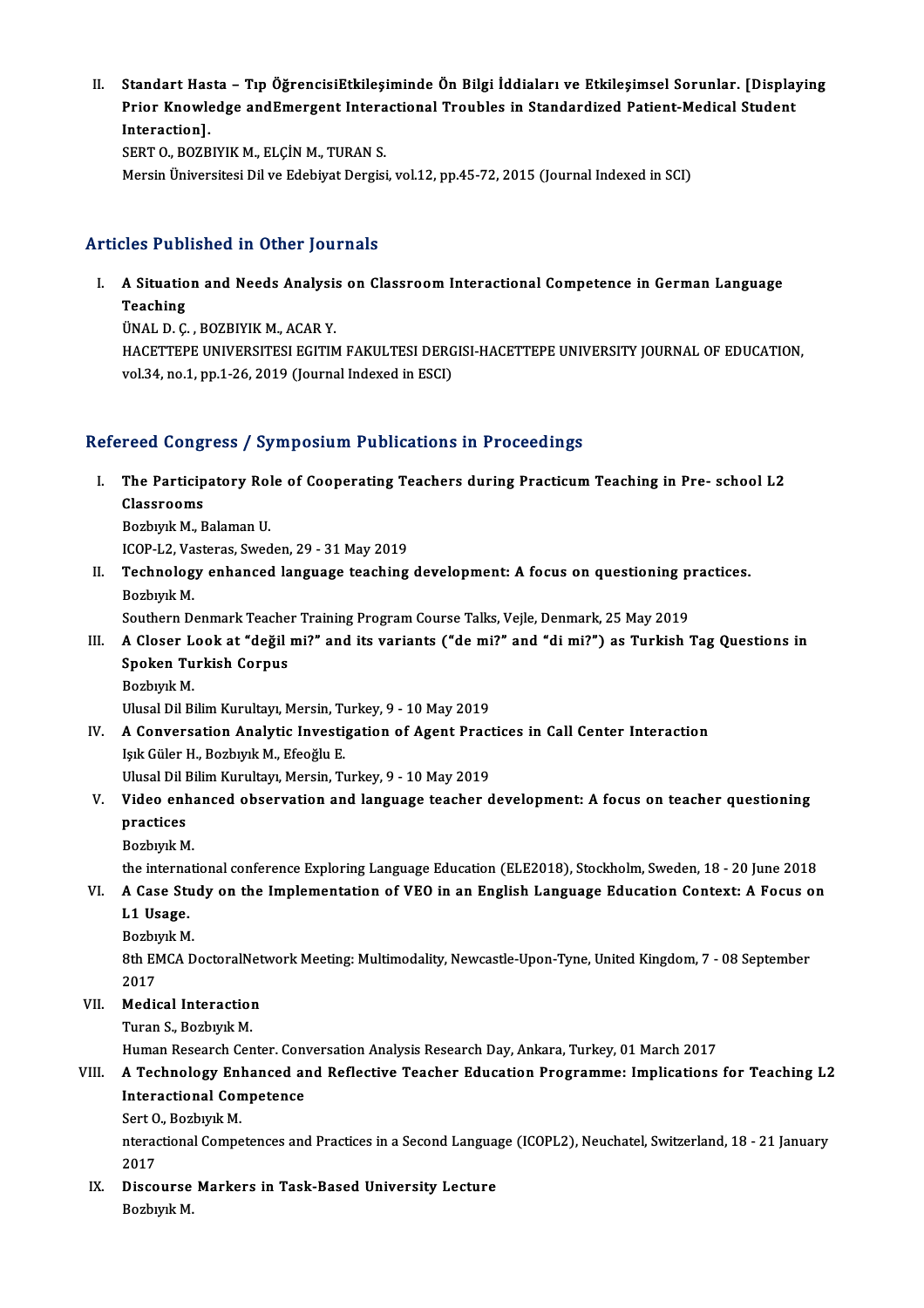II. **Standart Hasta – Tıp ÖğrencisiEtkileşiminde Ön Bilgi İddiaları ve Etkileşimsel Sorunlar. [Displaying Prior Knowledge andEmergent Interactional Troubles in Standardized Patient-Medical Student Interaction].**
SERT O., BOZBIYIK M., ELÇİN M., TURAN S.
Mersin Üniversitesi Dil ve Edebiyat Dergisi, vol.12, pp.45-72, 2015 (Journal Indexed in SCI)

## Articles Published in Other Journals

I. **A Situation and Needs Analysis on Classroom Interactional Competence in German Language Teaching**
ÜNAL D. Ç. , BOZBIYIK M., ACAR Y.
HACETTEPE UNIVERSITESI EGITIM FAKULTESI DERGISI-HACETTEPE UNIVERSITY JOURNAL OF EDUCATION, vol.34, no.1, pp.1-26, 2019 (Journal Indexed in ESCI)

## Refereed Congress / Symposium Publications in Proceedings

I. **The Participatory Role of Cooperating Teachers during Practicum Teaching in Pre- school L2 Classrooms**
Bozbıyık M., Balaman U.
ICOP-L2, Vasteras, Sweden, 29 - 31 May 2019

II. **Technology enhanced language teaching development: A focus on questioning practices.**
Bozbıyık M.
Southern Denmark Teacher Training Program Course Talks, Vejle, Denmark, 25 May 2019

III. **A Closer Look at "değil mi?" and its variants ("de mi?" and "di mi?") as Turkish Tag Questions in Spoken Turkish Corpus**
Bozbıyık M.
Ulusal Dil Bilim Kurultayı, Mersin, Turkey, 9 - 10 May 2019

IV. **A Conversation Analytic Investigation of Agent Practices in Call Center Interaction**
Işık Güler H., Bozbıyık M., Efeoğlu E.
Ulusal Dil Bilim Kurultayı, Mersin, Turkey, 9 - 10 May 2019

V. **Video enhanced observation and language teacher development: A focus on teacher questioning practices**
Bozbıyık M.
the international conference Exploring Language Education (ELE2018), Stockholm, Sweden, 18 - 20 June 2018

VI. **A Case Study on the Implementation of VEO in an English Language Education Context: A Focus on L1 Usage.**
Bozbıyık M.
8th EMCA DoctoralNetwork Meeting: Multimodality, Newcastle-Upon-Tyne, United Kingdom, 7 - 08 September 2017

VII. **Medical Interaction**
Turan S., Bozbıyık M.
Human Research Center. Conversation Analysis Research Day, Ankara, Turkey, 01 March 2017

VIII. **A Technology Enhanced and Reflective Teacher Education Programme: Implications for Teaching L2 Interactional Competence**
Sert O., Bozbıyık M.
nteractional Competences and Practices in a Second Language (ICOPL2), Neuchatel, Switzerland, 18 - 21 January 2017

IX. **Discourse Markers in Task-Based University Lecture**
Bozbıyık M.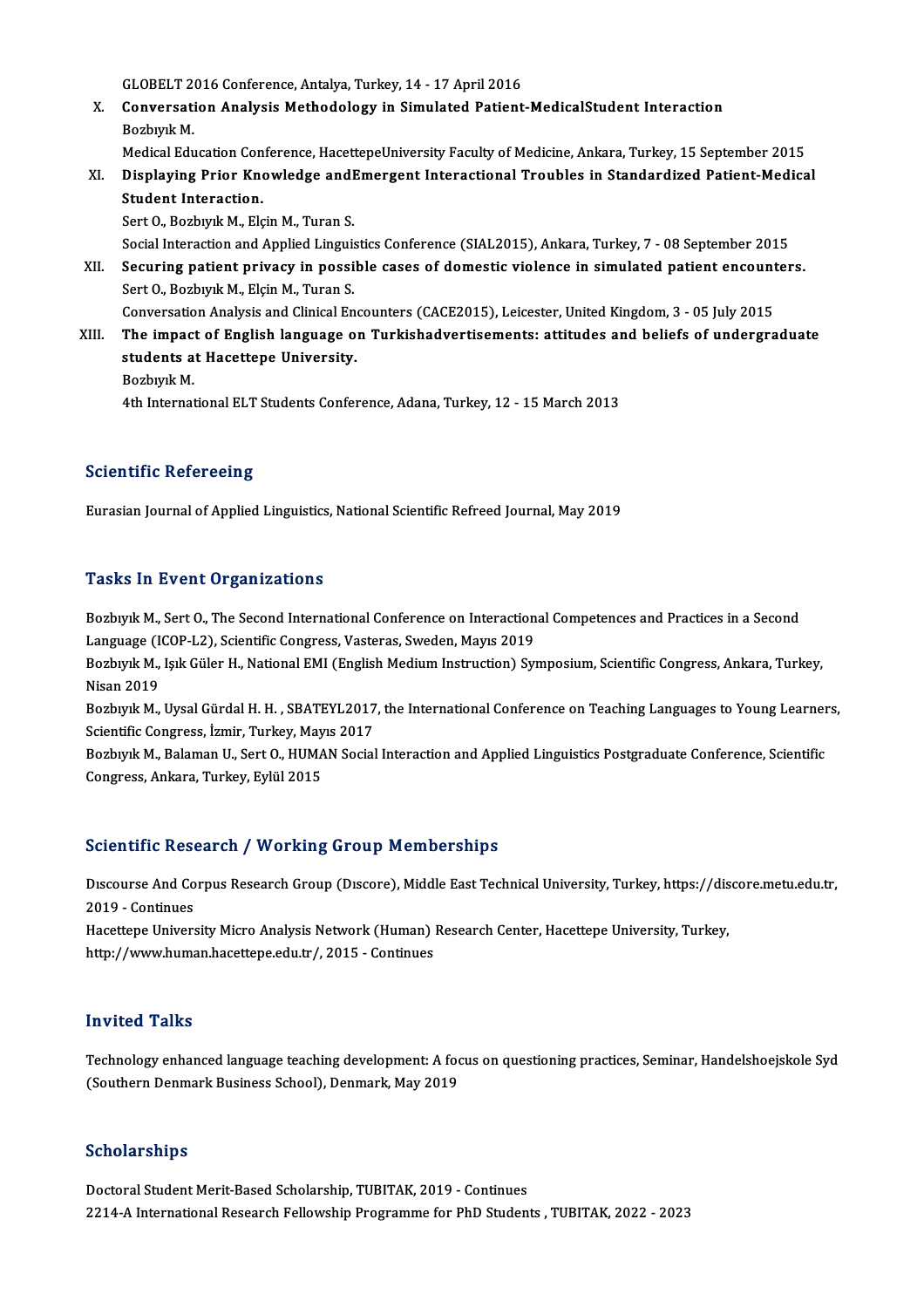GLOBELT 2016 Conference, Antalya, Turkey, 14 - 17 April 2016

X. **Conversation Analysis Methodology in Simulated Patient-MedicalStudent Interaction**
Bozbıyık M.
Medical Education Conference, HacettepeUniversity Faculty of Medicine, Ankara, Turkey, 15 September 2015

XI. **Displaying Prior Knowledge andEmergent Interactional Troubles in Standardized Patient-Medical Student Interaction.**
Sert O., Bozbıyık M., Elçin M., Turan S.
Social Interaction and Applied Linguistics Conference (SIAL2015), Ankara, Turkey, 7 - 08 September 2015

XII. **Securing patient privacy in possible cases of domestic violence in simulated patient encounters.**
Sert O., Bozbıyık M., Elçin M., Turan S.
Conversation Analysis and Clinical Encounters (CACE2015), Leicester, United Kingdom, 3 - 05 July 2015

XIII. **The impact of English language on Turkishadvertisements: attitudes and beliefs of undergraduate students at Hacettepe University.**
Bozbıyık M.
4th International ELT Students Conference, Adana, Turkey, 12 - 15 March 2013

## Scientific Refereeing

Eurasian Journal of Applied Linguistics, National Scientific Refreed Journal, May 2019

## Tasks In Event Organizations

Bozbıyık M., Sert O., The Second International Conference on Interactional Competences and Practices in a Second Language (ICOP-L2), Scientific Congress, Vasteras, Sweden, Mayıs 2019

Bozbıyık M., Işık Güler H., National EMI (English Medium Instruction) Symposium, Scientific Congress, Ankara, Turkey, Nisan 2019

Bozbıyık M., Uysal Gürdal H. H. , SBATEYL2017, the International Conference on Teaching Languages to Young Learners, Scientific Congress, İzmir, Turkey, Mayıs 2017

Bozbıyık M., Balaman U., Sert O., HUMAN Social Interaction and Applied Linguistics Postgraduate Conference, Scientific Congress, Ankara, Turkey, Eylül 2015

## Scientific Research / Working Group Memberships

Dıscourse And Corpus Research Group (Dıscore), Middle East Technical University, Turkey, https://discore.metu.edu.tr, 2019 - Continues

Hacettepe University Micro Analysis Network (Human) Research Center, Hacettepe University, Turkey, http://www.human.hacettepe.edu.tr/, 2015 - Continues

## Invited Talks

Technology enhanced language teaching development: A focus on questioning practices, Seminar, Handelshoejskole Syd (Southern Denmark Business School), Denmark, May 2019

## Scholarships

Doctoral Student Merit-Based Scholarship, TUBITAK, 2019 - Continues

2214-A International Research Fellowship Programme for PhD Students , TUBITAK, 2022 - 2023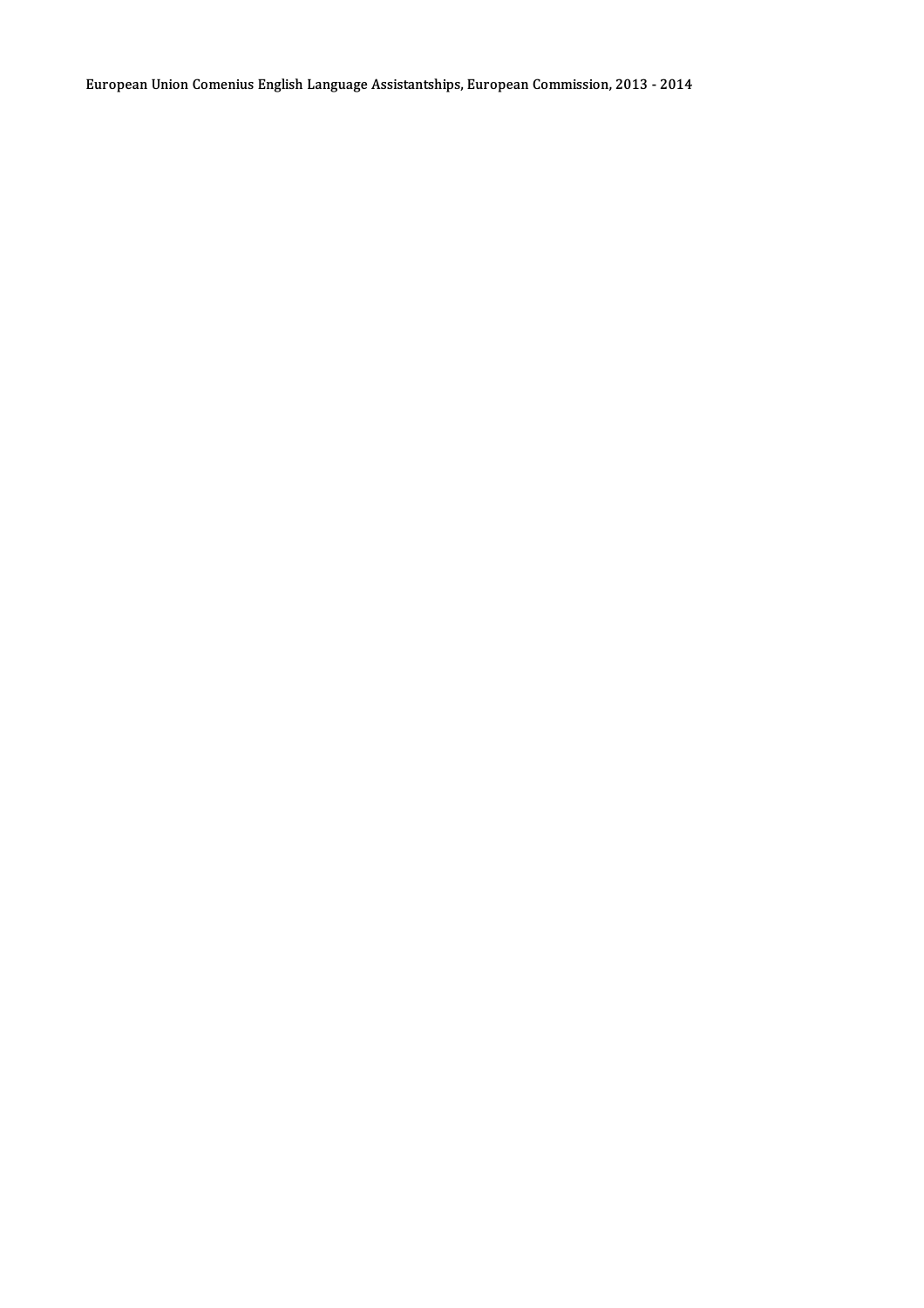European Union Comenius English Language Assistantships, European Commission, 2013 - 2014